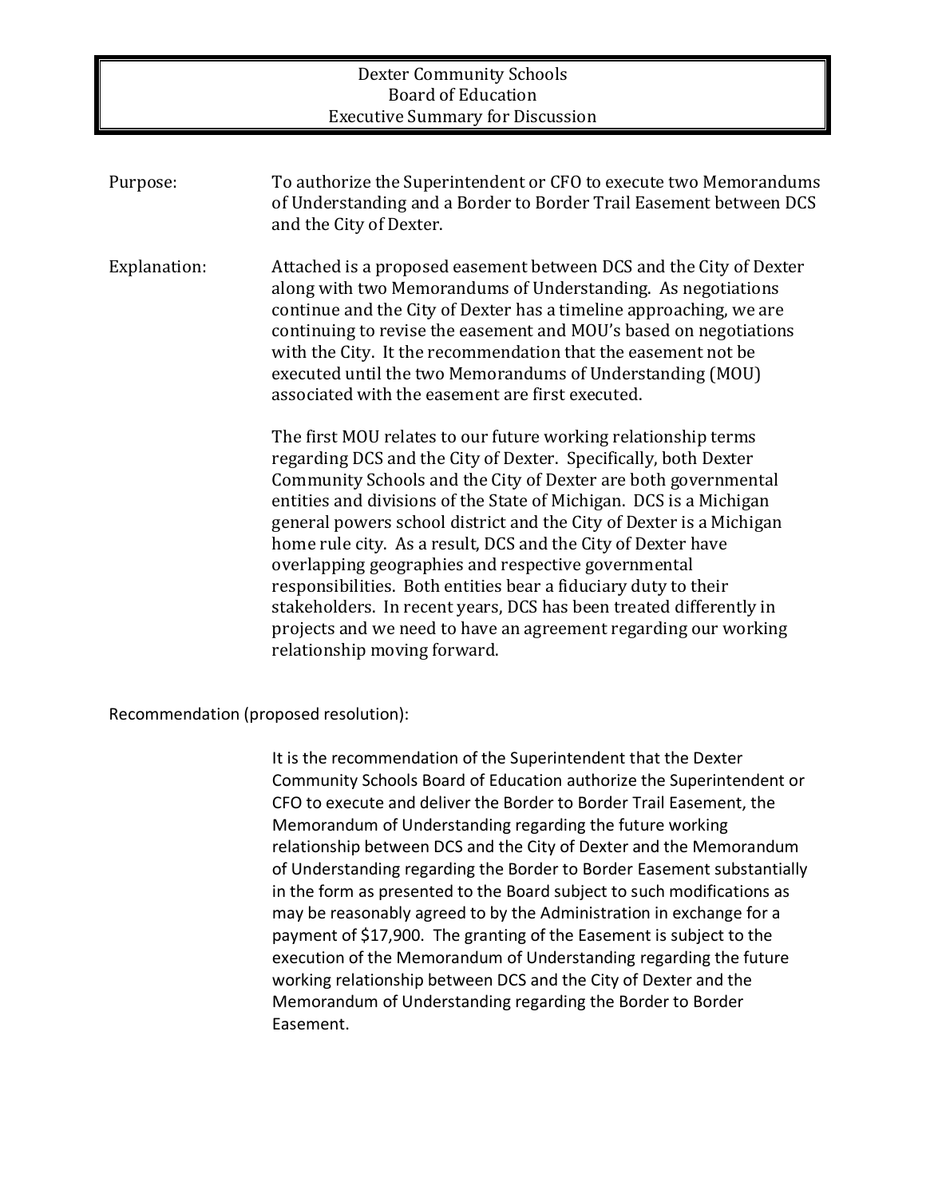# Dexter Community Schools
## Board of Education
### Executive Summary for Discussion

**Purpose:** To authorize the Superintendent or CFO to execute two Memorandums of Understanding and a Border to Border Trail Easement between DCS and the City of Dexter.

**Explanation:** Attached is a proposed easement between DCS and the City of Dexter along with two Memorandums of Understanding. As negotiations continue and the City of Dexter has a timeline approaching, we are continuing to revise the easement and MOU's based on negotiations with the City. It the recommendation that the easement not be executed until the two Memorandums of Understanding (MOU) associated with the easement are first executed.

The first MOU relates to our future working relationship terms regarding DCS and the City of Dexter. Specifically, both Dexter Community Schools and the City of Dexter are both governmental entities and divisions of the State of Michigan. DCS is a Michigan general powers school district and the City of Dexter is a Michigan home rule city. As a result, DCS and the City of Dexter have overlapping geographies and respective governmental responsibilities. Both entities bear a fiduciary duty to their stakeholders. In recent years, DCS has been treated differently in projects and we need to have an agreement regarding our working relationship moving forward.

**Recommendation (proposed resolution):**

It is the recommendation of the Superintendent that the Dexter Community Schools Board of Education authorize the Superintendent or CFO to execute and deliver the Border to Border Trail Easement, the Memorandum of Understanding regarding the future working relationship between DCS and the City of Dexter and the Memorandum of Understanding regarding the Border to Border Easement substantially in the form as presented to the Board subject to such modifications as may be reasonably agreed to by the Administration in exchange for a payment of $17,900. The granting of the Easement is subject to the execution of the Memorandum of Understanding regarding the future working relationship between DCS and the City of Dexter and the Memorandum of Understanding regarding the Border to Border Easement.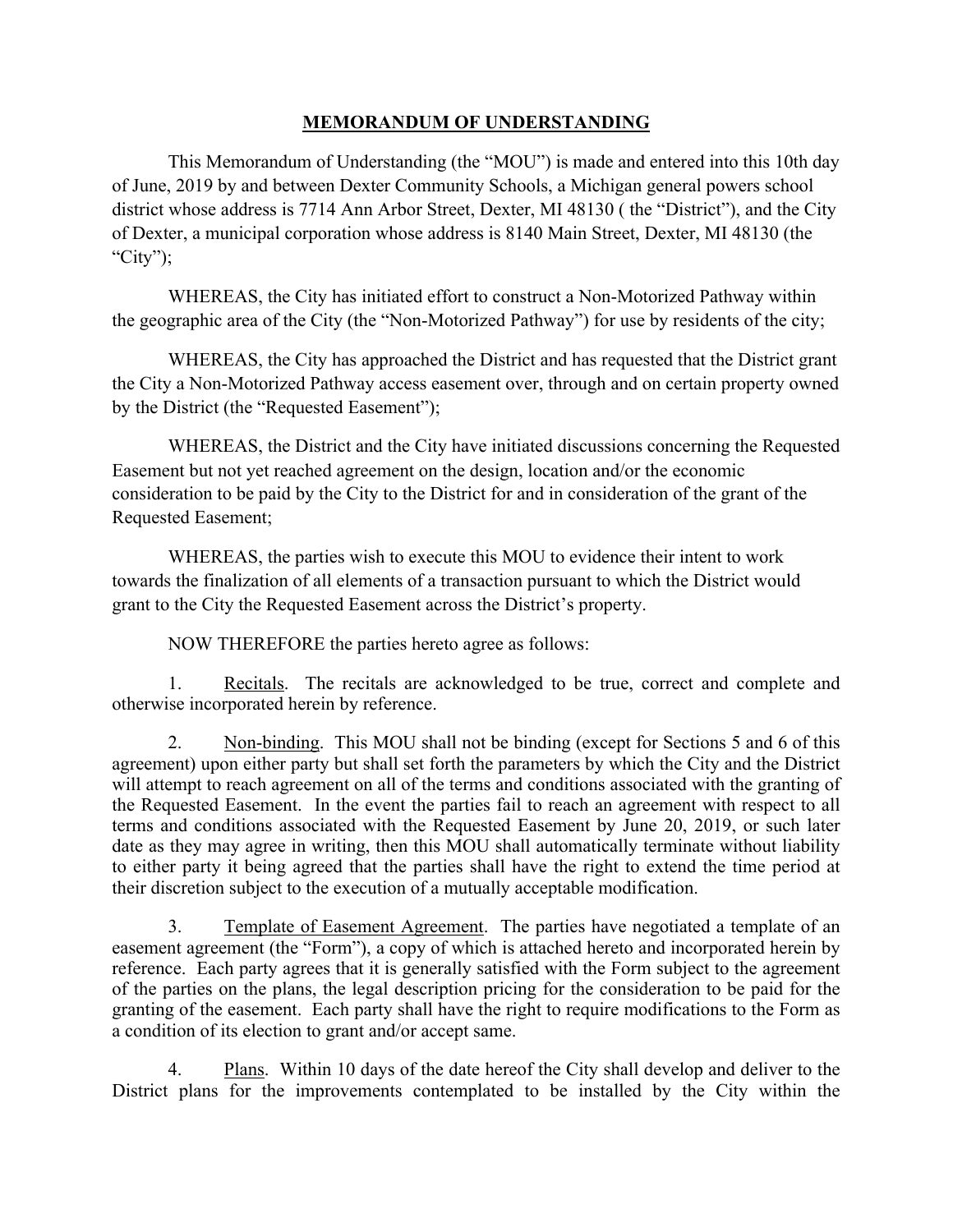# MEMORANDUM OF UNDERSTANDING

This Memorandum of Understanding (the "MOU") is made and entered into this 10th day of June, 2019 by and between Dexter Community Schools, a Michigan general powers school district whose address is 7714 Ann Arbor Street, Dexter, MI 48130 ( the "District"), and the City of Dexter, a municipal corporation whose address is 8140 Main Street, Dexter, MI 48130 (the "City");

WHEREAS, the City has initiated effort to construct a Non-Motorized Pathway within the geographic area of the City (the "Non-Motorized Pathway") for use by residents of the city;

WHEREAS, the City has approached the District and has requested that the District grant the City a Non-Motorized Pathway access easement over, through and on certain property owned by the District (the "Requested Easement");

WHEREAS, the District and the City have initiated discussions concerning the Requested Easement but not yet reached agreement on the design, location and/or the economic consideration to be paid by the City to the District for and in consideration of the grant of the Requested Easement;

WHEREAS, the parties wish to execute this MOU to evidence their intent to work towards the finalization of all elements of a transaction pursuant to which the District would grant to the City the Requested Easement across the District's property.

NOW THEREFORE the parties hereto agree as follows:

1. Recitals. The recitals are acknowledged to be true, correct and complete and otherwise incorporated herein by reference.

2. Non-binding. This MOU shall not be binding (except for Sections 5 and 6 of this agreement) upon either party but shall set forth the parameters by which the City and the District will attempt to reach agreement on all of the terms and conditions associated with the granting of the Requested Easement. In the event the parties fail to reach an agreement with respect to all terms and conditions associated with the Requested Easement by June 20, 2019, or such later date as they may agree in writing, then this MOU shall automatically terminate without liability to either party it being agreed that the parties shall have the right to extend the time period at their discretion subject to the execution of a mutually acceptable modification.

3. Template of Easement Agreement. The parties have negotiated a template of an easement agreement (the "Form"), a copy of which is attached hereto and incorporated herein by reference. Each party agrees that it is generally satisfied with the Form subject to the agreement of the parties on the plans, the legal description pricing for the consideration to be paid for the granting of the easement. Each party shall have the right to require modifications to the Form as a condition of its election to grant and/or accept same.

4. Plans. Within 10 days of the date hereof the City shall develop and deliver to the District plans for the improvements contemplated to be installed by the City within the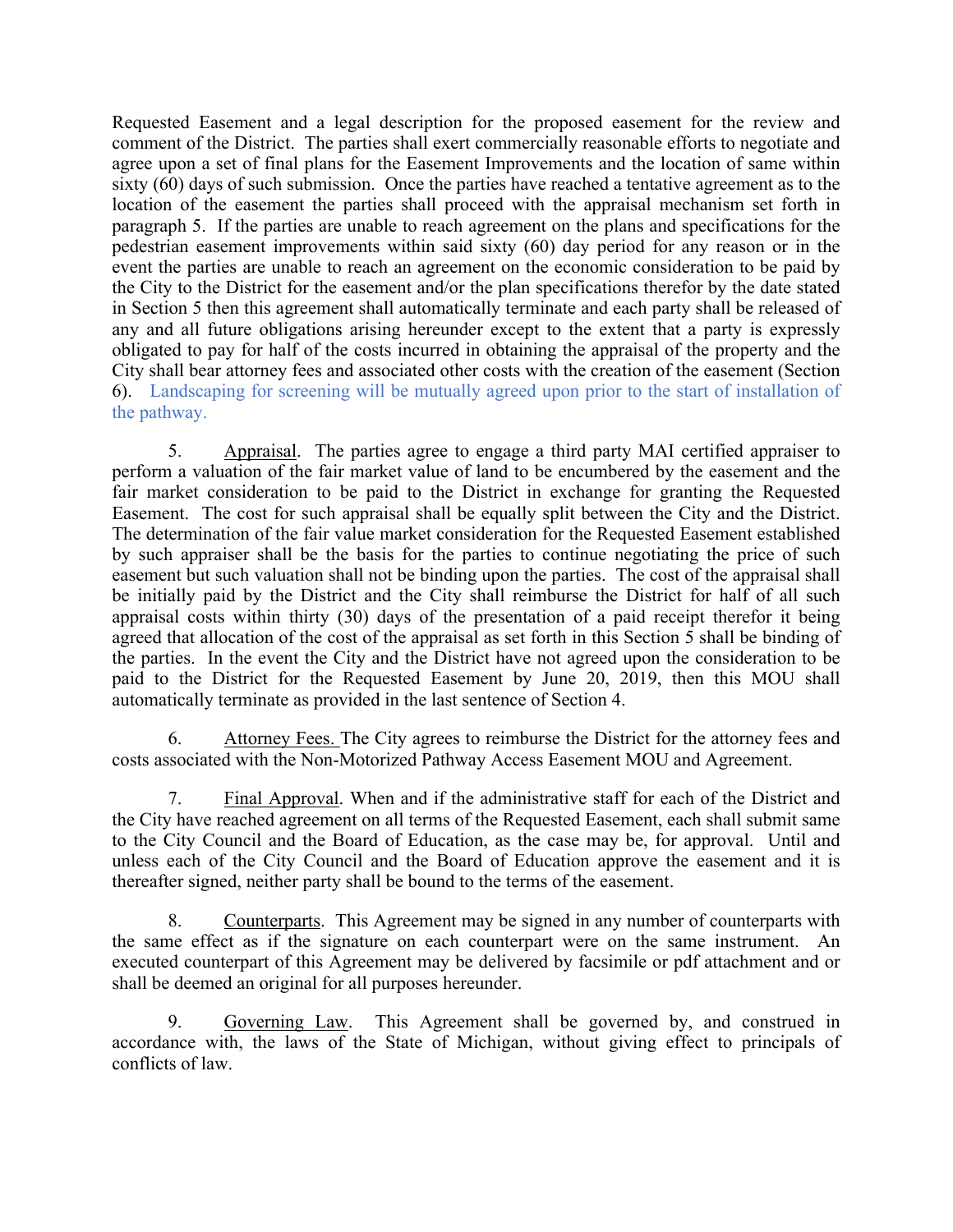Requested Easement and a legal description for the proposed easement for the review and comment of the District. The parties shall exert commercially reasonable efforts to negotiate and agree upon a set of final plans for the Easement Improvements and the location of same within sixty (60) days of such submission. Once the parties have reached a tentative agreement as to the location of the easement the parties shall proceed with the appraisal mechanism set forth in paragraph 5. If the parties are unable to reach agreement on the plans and specifications for the pedestrian easement improvements within said sixty (60) day period for any reason or in the event the parties are unable to reach an agreement on the economic consideration to be paid by the City to the District for the easement and/or the plan specifications therefor by the date stated in Section 5 then this agreement shall automatically terminate and each party shall be released of any and all future obligations arising hereunder except to the extent that a party is expressly obligated to pay for half of the costs incurred in obtaining the appraisal of the property and the City shall bear attorney fees and associated other costs with the creation of the easement (Section 6). Landscaping for screening will be mutually agreed upon prior to the start of installation of the pathway.

5. Appraisal. The parties agree to engage a third party MAI certified appraiser to perform a valuation of the fair market value of land to be encumbered by the easement and the fair market consideration to be paid to the District in exchange for granting the Requested Easement. The cost for such appraisal shall be equally split between the City and the District. The determination of the fair value market consideration for the Requested Easement established by such appraiser shall be the basis for the parties to continue negotiating the price of such easement but such valuation shall not be binding upon the parties. The cost of the appraisal shall be initially paid by the District and the City shall reimburse the District for half of all such appraisal costs within thirty (30) days of the presentation of a paid receipt therefor it being agreed that allocation of the cost of the appraisal as set forth in this Section 5 shall be binding of the parties. In the event the City and the District have not agreed upon the consideration to be paid to the District for the Requested Easement by June 20, 2019, then this MOU shall automatically terminate as provided in the last sentence of Section 4.

6. Attorney Fees. The City agrees to reimburse the District for the attorney fees and costs associated with the Non-Motorized Pathway Access Easement MOU and Agreement.

7. Final Approval. When and if the administrative staff for each of the District and the City have reached agreement on all terms of the Requested Easement, each shall submit same to the City Council and the Board of Education, as the case may be, for approval. Until and unless each of the City Council and the Board of Education approve the easement and it is thereafter signed, neither party shall be bound to the terms of the easement.

8. Counterparts. This Agreement may be signed in any number of counterparts with the same effect as if the signature on each counterpart were on the same instrument. An executed counterpart of this Agreement may be delivered by facsimile or pdf attachment and or shall be deemed an original for all purposes hereunder.

9. Governing Law. This Agreement shall be governed by, and construed in accordance with, the laws of the State of Michigan, without giving effect to principals of conflicts of law.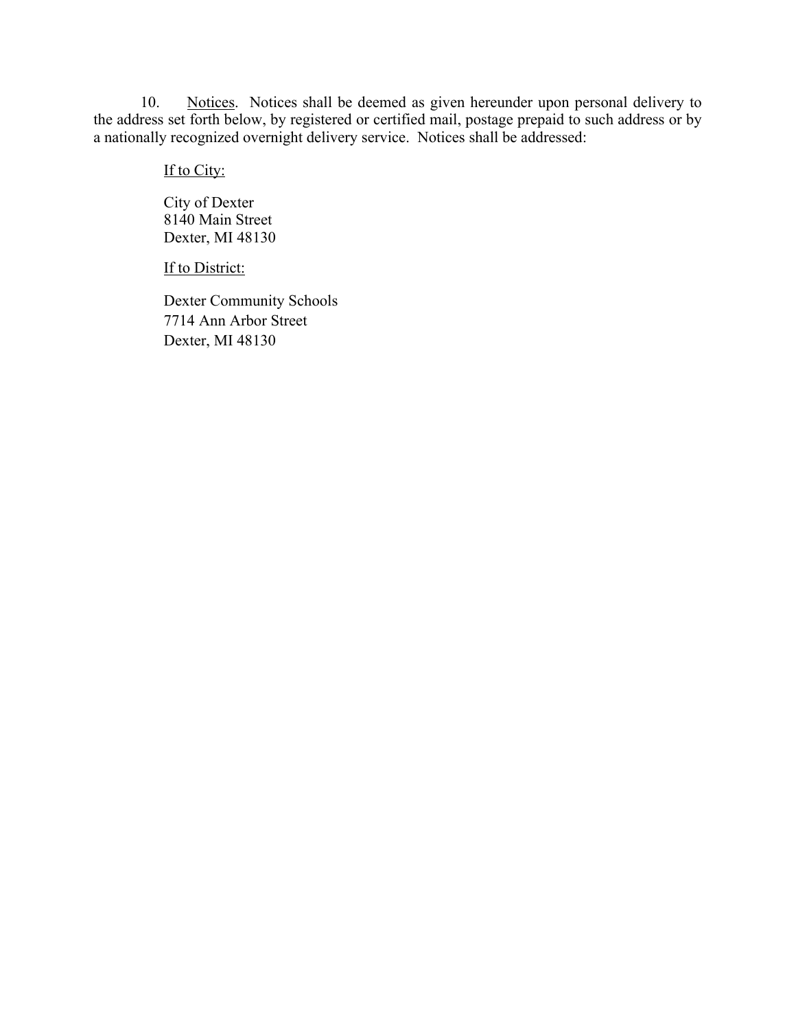10. Notices. Notices shall be deemed as given hereunder upon personal delivery to the address set forth below, by registered or certified mail, postage prepaid to such address or by a nationally recognized overnight delivery service. Notices shall be addressed:

If to City:

City of Dexter
8140 Main Street
Dexter, MI 48130

If to District:

Dexter Community Schools
7714 Ann Arbor Street
Dexter, MI 48130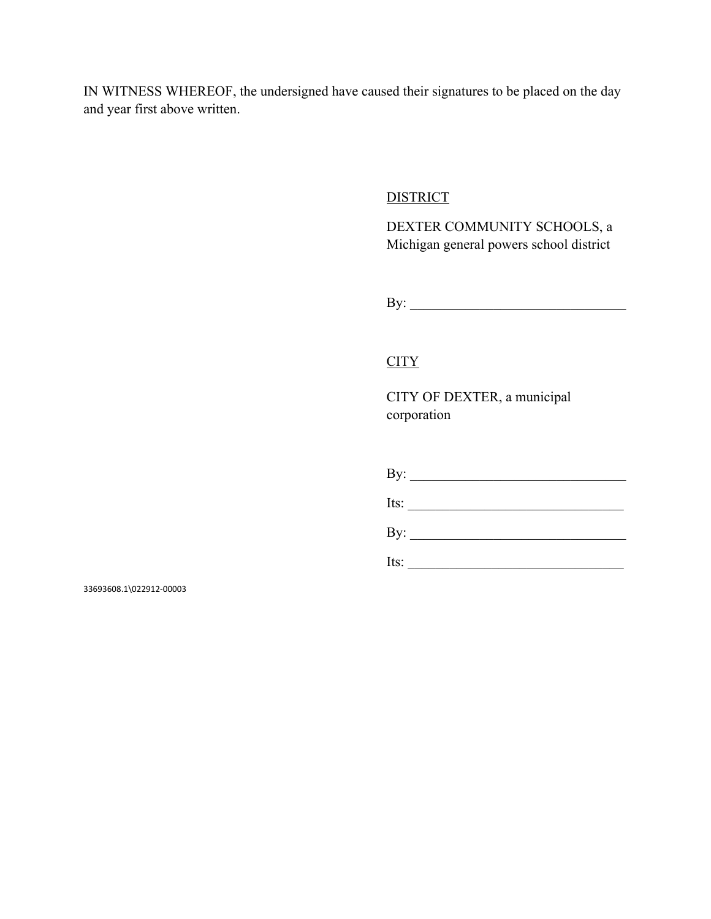IN WITNESS WHEREOF, the undersigned have caused their signatures to be placed on the day and year first above written.

<u>DISTRICT</u>

DEXTER COMMUNITY SCHOOLS, a Michigan general powers school district

By: _______________________________

<u>CITY</u>

CITY OF DEXTER, a municipal corporation

By: _______________________________

Its: _______________________________

By: _______________________________

Its: _______________________________

33693608.1\022912-00003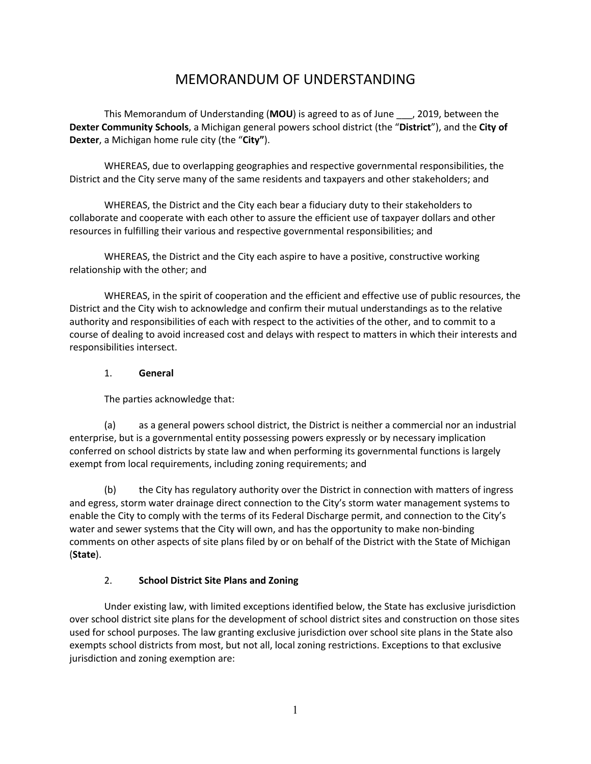# MEMORANDUM OF UNDERSTANDING

This Memorandum of Understanding (**MOU**) is agreed to as of June ___, 2019, between the **Dexter Community Schools**, a Michigan general powers school district (the "**District**"), and the **City of Dexter**, a Michigan home rule city (the "**City"**).

WHEREAS, due to overlapping geographies and respective governmental responsibilities, the District and the City serve many of the same residents and taxpayers and other stakeholders; and

WHEREAS, the District and the City each bear a fiduciary duty to their stakeholders to collaborate and cooperate with each other to assure the efficient use of taxpayer dollars and other resources in fulfilling their various and respective governmental responsibilities; and

WHEREAS, the District and the City each aspire to have a positive, constructive working relationship with the other; and

WHEREAS, in the spirit of cooperation and the efficient and effective use of public resources, the District and the City wish to acknowledge and confirm their mutual understandings as to the relative authority and responsibilities of each with respect to the activities of the other, and to commit to a course of dealing to avoid increased cost and delays with respect to matters in which their interests and responsibilities intersect.

1. **General**

The parties acknowledge that:

(a) as a general powers school district, the District is neither a commercial nor an industrial enterprise, but is a governmental entity possessing powers expressly or by necessary implication conferred on school districts by state law and when performing its governmental functions is largely exempt from local requirements, including zoning requirements; and

(b) the City has regulatory authority over the District in connection with matters of ingress and egress, storm water drainage direct connection to the City's storm water management systems to enable the City to comply with the terms of its Federal Discharge permit, and connection to the City's water and sewer systems that the City will own, and has the opportunity to make non-binding comments on other aspects of site plans filed by or on behalf of the District with the State of Michigan (**State**).

2. **School District Site Plans and Zoning**

Under existing law, with limited exceptions identified below, the State has exclusive jurisdiction over school district site plans for the development of school district sites and construction on those sites used for school purposes. The law granting exclusive jurisdiction over school site plans in the State also exempts school districts from most, but not all, local zoning restrictions. Exceptions to that exclusive jurisdiction and zoning exemption are: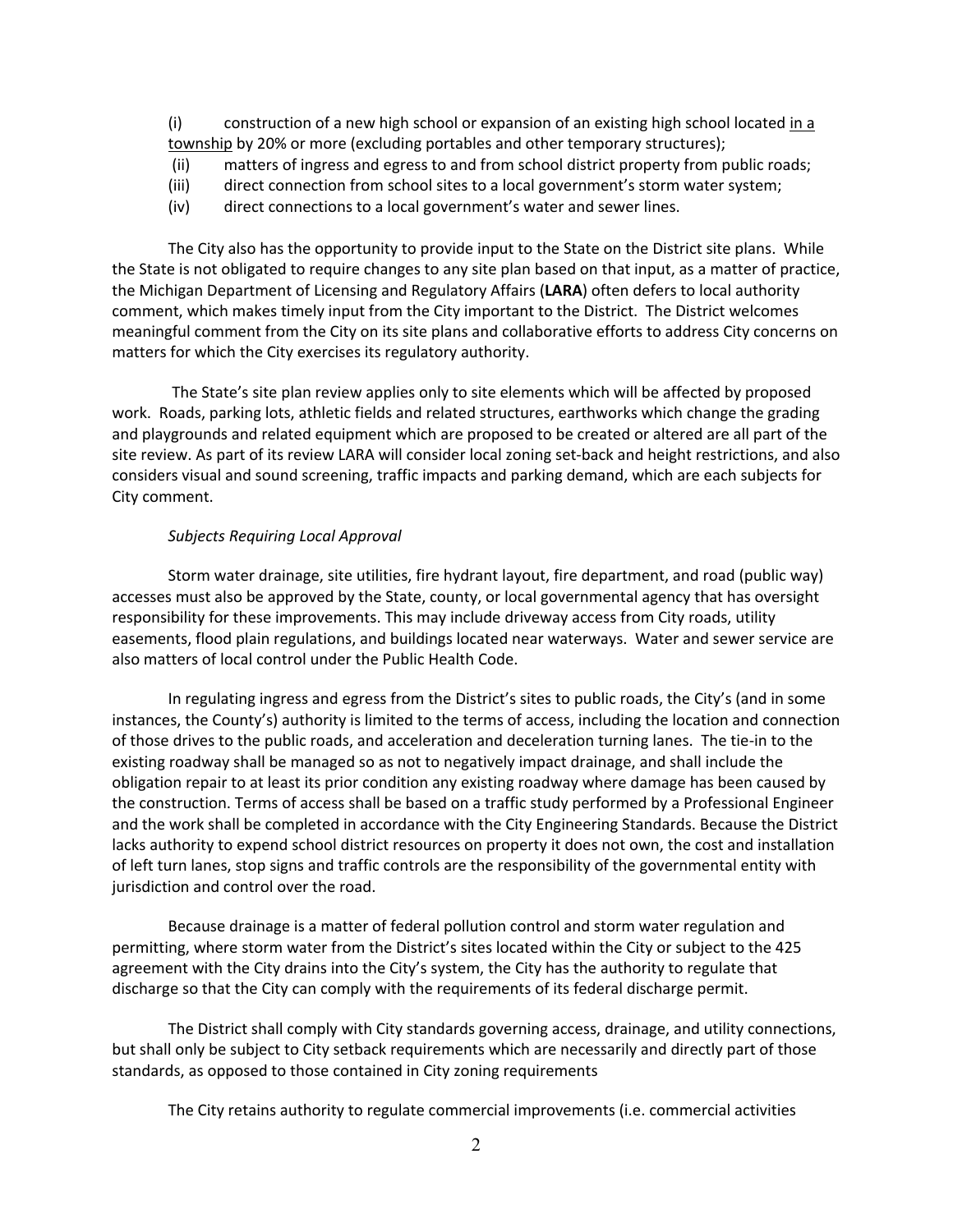(i) construction of a new high school or expansion of an existing high school located <u>in a township</u> by 20% or more (excluding portables and other temporary structures);

(ii) matters of ingress and egress to and from school district property from public roads;

(iii) direct connection from school sites to a local government's storm water system;

(iv) direct connections to a local government's water and sewer lines.

The City also has the opportunity to provide input to the State on the District site plans. While the State is not obligated to require changes to any site plan based on that input, as a matter of practice, the Michigan Department of Licensing and Regulatory Affairs (**LARA**) often defers to local authority comment, which makes timely input from the City important to the District. The District welcomes meaningful comment from the City on its site plans and collaborative efforts to address City concerns on matters for which the City exercises its regulatory authority.

The State's site plan review applies only to site elements which will be affected by proposed work. Roads, parking lots, athletic fields and related structures, earthworks which change the grading and playgrounds and related equipment which are proposed to be created or altered are all part of the site review. As part of its review LARA will consider local zoning set-back and height restrictions, and also considers visual and sound screening, traffic impacts and parking demand, which are each subjects for City comment.

*Subjects Requiring Local Approval*

Storm water drainage, site utilities, fire hydrant layout, fire department, and road (public way) accesses must also be approved by the State, county, or local governmental agency that has oversight responsibility for these improvements. This may include driveway access from City roads, utility easements, flood plain regulations, and buildings located near waterways. Water and sewer service are also matters of local control under the Public Health Code.

In regulating ingress and egress from the District's sites to public roads, the City's (and in some instances, the County's) authority is limited to the terms of access, including the location and connection of those drives to the public roads, and acceleration and deceleration turning lanes. The tie-in to the existing roadway shall be managed so as not to negatively impact drainage, and shall include the obligation repair to at least its prior condition any existing roadway where damage has been caused by the construction. Terms of access shall be based on a traffic study performed by a Professional Engineer and the work shall be completed in accordance with the City Engineering Standards. Because the District lacks authority to expend school district resources on property it does not own, the cost and installation of left turn lanes, stop signs and traffic controls are the responsibility of the governmental entity with jurisdiction and control over the road.

Because drainage is a matter of federal pollution control and storm water regulation and permitting, where storm water from the District's sites located within the City or subject to the 425 agreement with the City drains into the City's system, the City has the authority to regulate that discharge so that the City can comply with the requirements of its federal discharge permit.

The District shall comply with City standards governing access, drainage, and utility connections, but shall only be subject to City setback requirements which are necessarily and directly part of those standards, as opposed to those contained in City zoning requirements

The City retains authority to regulate commercial improvements (i.e. commercial activities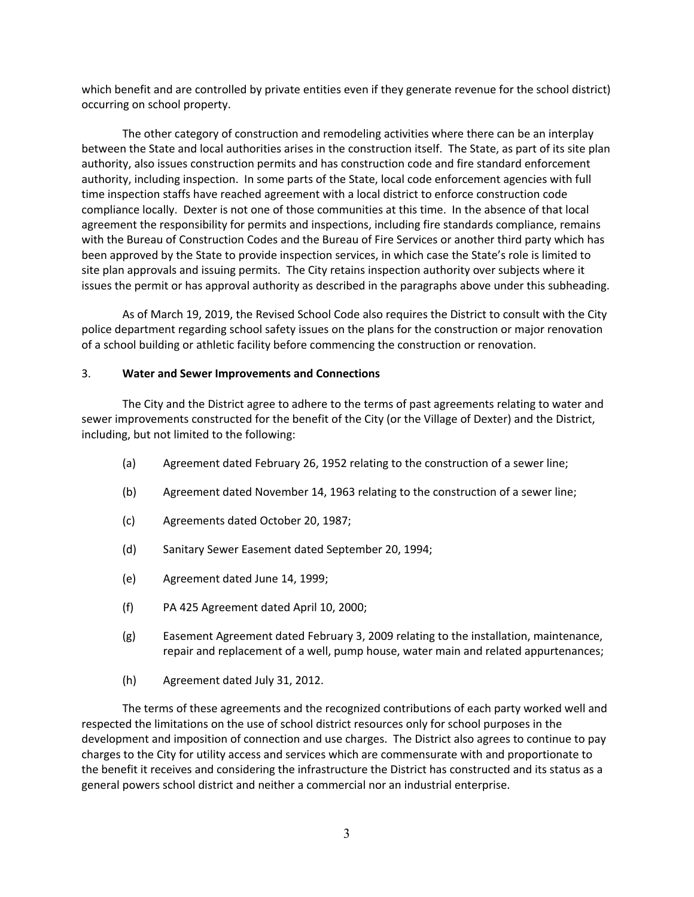which benefit and are controlled by private entities even if they generate revenue for the school district) occurring on school property.

The other category of construction and remodeling activities where there can be an interplay between the State and local authorities arises in the construction itself. The State, as part of its site plan authority, also issues construction permits and has construction code and fire standard enforcement authority, including inspection. In some parts of the State, local code enforcement agencies with full time inspection staffs have reached agreement with a local district to enforce construction code compliance locally. Dexter is not one of those communities at this time. In the absence of that local agreement the responsibility for permits and inspections, including fire standards compliance, remains with the Bureau of Construction Codes and the Bureau of Fire Services or another third party which has been approved by the State to provide inspection services, in which case the State's role is limited to site plan approvals and issuing permits. The City retains inspection authority over subjects where it issues the permit or has approval authority as described in the paragraphs above under this subheading.

As of March 19, 2019, the Revised School Code also requires the District to consult with the City police department regarding school safety issues on the plans for the construction or major renovation of a school building or athletic facility before commencing the construction or renovation.

3. **Water and Sewer Improvements and Connections**

The City and the District agree to adhere to the terms of past agreements relating to water and sewer improvements constructed for the benefit of the City (or the Village of Dexter) and the District, including, but not limited to the following:

(a) Agreement dated February 26, 1952 relating to the construction of a sewer line;

(b) Agreement dated November 14, 1963 relating to the construction of a sewer line;

(c) Agreements dated October 20, 1987;

(d) Sanitary Sewer Easement dated September 20, 1994;

(e) Agreement dated June 14, 1999;

(f) PA 425 Agreement dated April 10, 2000;

(g) Easement Agreement dated February 3, 2009 relating to the installation, maintenance, repair and replacement of a well, pump house, water main and related appurtenances;

(h) Agreement dated July 31, 2012.

The terms of these agreements and the recognized contributions of each party worked well and respected the limitations on the use of school district resources only for school purposes in the development and imposition of connection and use charges. The District also agrees to continue to pay charges to the City for utility access and services which are commensurate with and proportionate to the benefit it receives and considering the infrastructure the District has constructed and its status as a general powers school district and neither a commercial nor an industrial enterprise.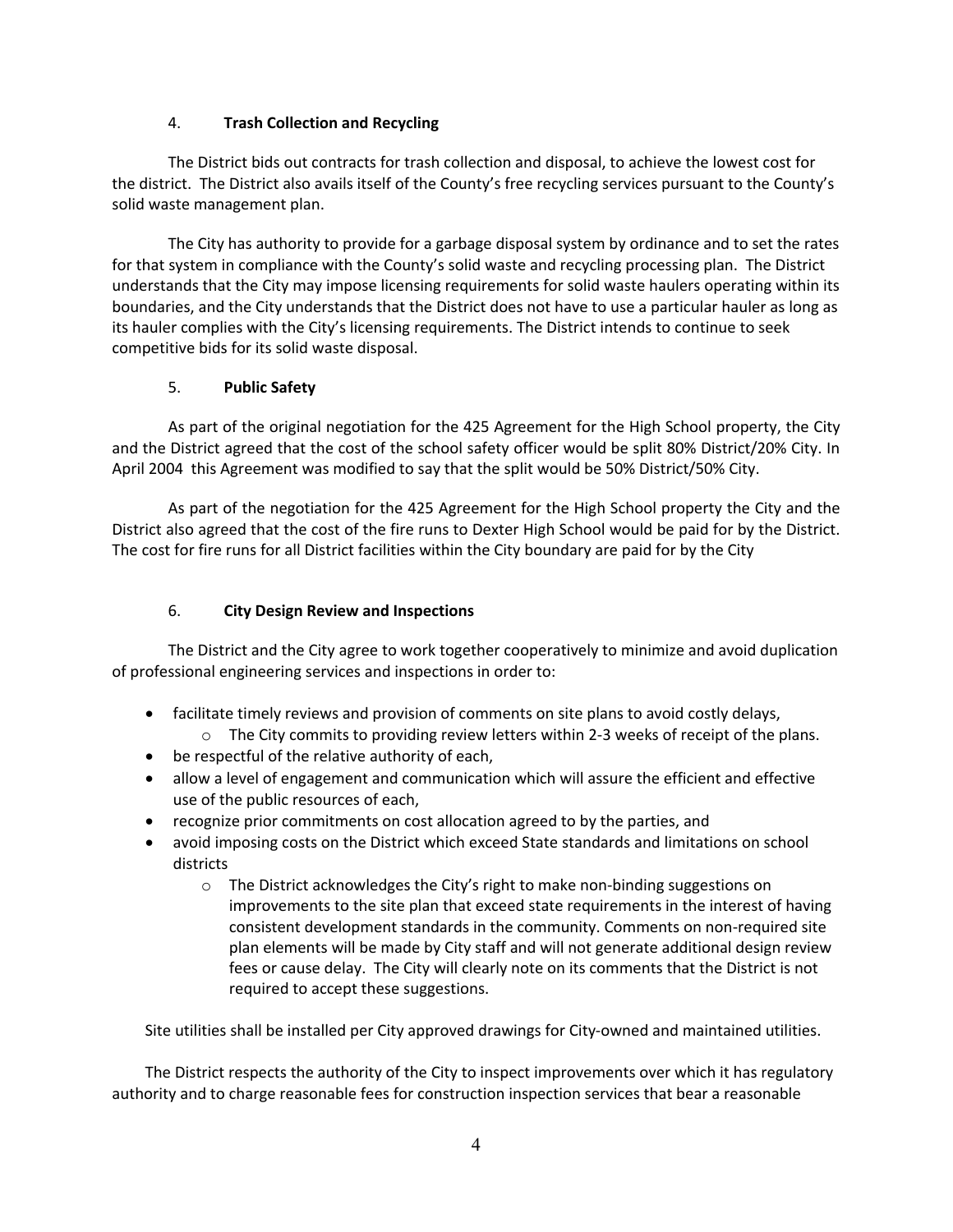## 4. **Trash Collection and Recycling**

The District bids out contracts for trash collection and disposal, to achieve the lowest cost for the district. The District also avails itself of the County's free recycling services pursuant to the County's solid waste management plan.

The City has authority to provide for a garbage disposal system by ordinance and to set the rates for that system in compliance with the County's solid waste and recycling processing plan. The District understands that the City may impose licensing requirements for solid waste haulers operating within its boundaries, and the City understands that the District does not have to use a particular hauler as long as its hauler complies with the City's licensing requirements. The District intends to continue to seek competitive bids for its solid waste disposal.

## 5. **Public Safety**

As part of the original negotiation for the 425 Agreement for the High School property, the City and the District agreed that the cost of the school safety officer would be split 80% District/20% City. In April 2004 this Agreement was modified to say that the split would be 50% District/50% City.

As part of the negotiation for the 425 Agreement for the High School property the City and the District also agreed that the cost of the fire runs to Dexter High School would be paid for by the District. The cost for fire runs for all District facilities within the City boundary are paid for by the City

## 6. **City Design Review and Inspections**

The District and the City agree to work together cooperatively to minimize and avoid duplication of professional engineering services and inspections in order to:

- facilitate timely reviews and provision of comments on site plans to avoid costly delays,
  - The City commits to providing review letters within 2-3 weeks of receipt of the plans.
- be respectful of the relative authority of each,
- allow a level of engagement and communication which will assure the efficient and effective use of the public resources of each,
- recognize prior commitments on cost allocation agreed to by the parties, and
- avoid imposing costs on the District which exceed State standards and limitations on school districts
  - The District acknowledges the City's right to make non-binding suggestions on improvements to the site plan that exceed state requirements in the interest of having consistent development standards in the community. Comments on non-required site plan elements will be made by City staff and will not generate additional design review fees or cause delay. The City will clearly note on its comments that the District is not required to accept these suggestions.

Site utilities shall be installed per City approved drawings for City-owned and maintained utilities.

The District respects the authority of the City to inspect improvements over which it has regulatory authority and to charge reasonable fees for construction inspection services that bear a reasonable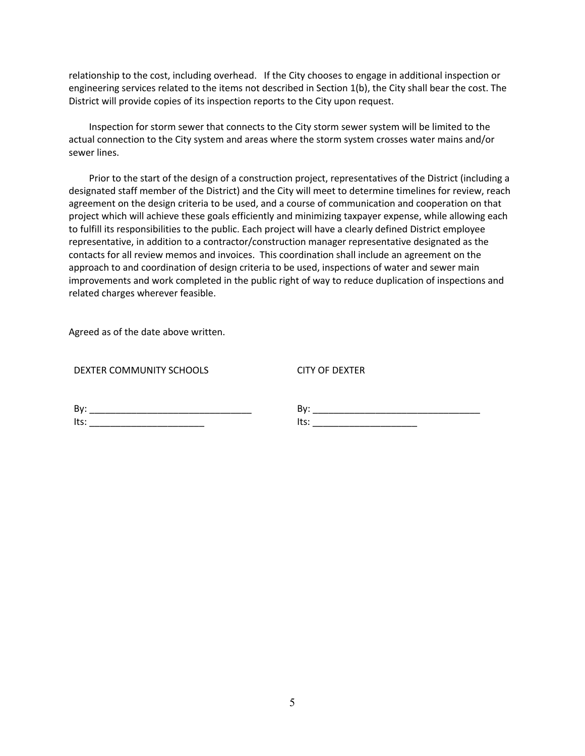relationship to the cost, including overhead. If the City chooses to engage in additional inspection or engineering services related to the items not described in Section 1(b), the City shall bear the cost. The District will provide copies of its inspection reports to the City upon request.

Inspection for storm sewer that connects to the City storm sewer system will be limited to the actual connection to the City system and areas where the storm system crosses water mains and/or sewer lines.

Prior to the start of the design of a construction project, representatives of the District (including a designated staff member of the District) and the City will meet to determine timelines for review, reach agreement on the design criteria to be used, and a course of communication and cooperation on that project which will achieve these goals efficiently and minimizing taxpayer expense, while allowing each to fulfill its responsibilities to the public. Each project will have a clearly defined District employee representative, in addition to a contractor/construction manager representative designated as the contacts for all review memos and invoices. This coordination shall include an agreement on the approach to and coordination of design criteria to be used, inspections of water and sewer main improvements and work completed in the public right of way to reduce duplication of inspections and related charges wherever feasible.

Agreed as of the date above written.

| DEXTER COMMUNITY SCHOOLS | CITY OF DEXTER |
|---|---|
| By: _______________________________ | By: ________________________________ |
| Its: ______________________ | Its: ____________________ |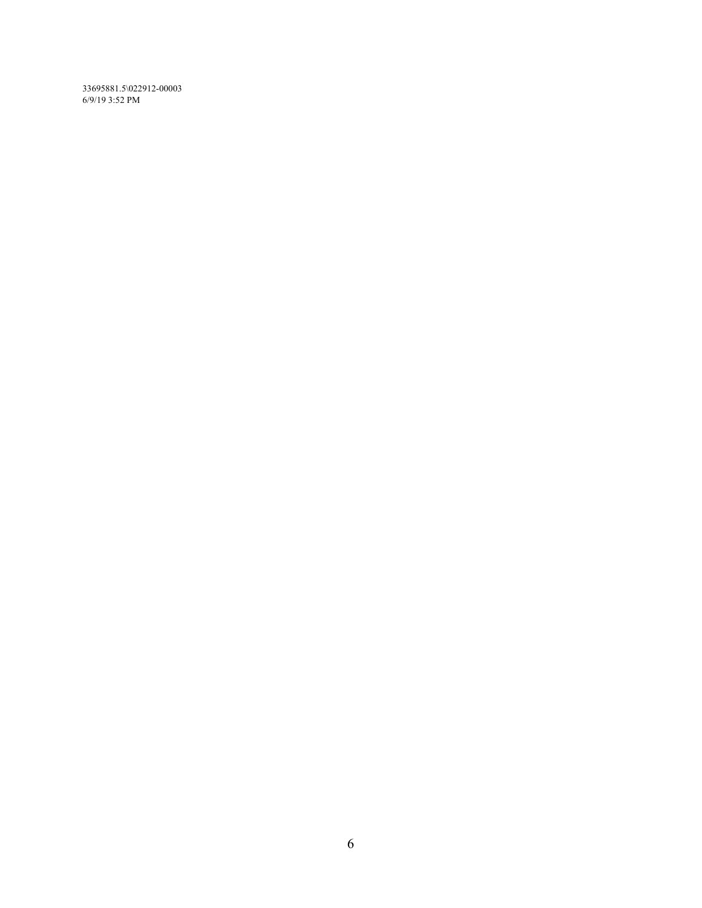33695881.5\022912-00003
6/9/19 3:52 PM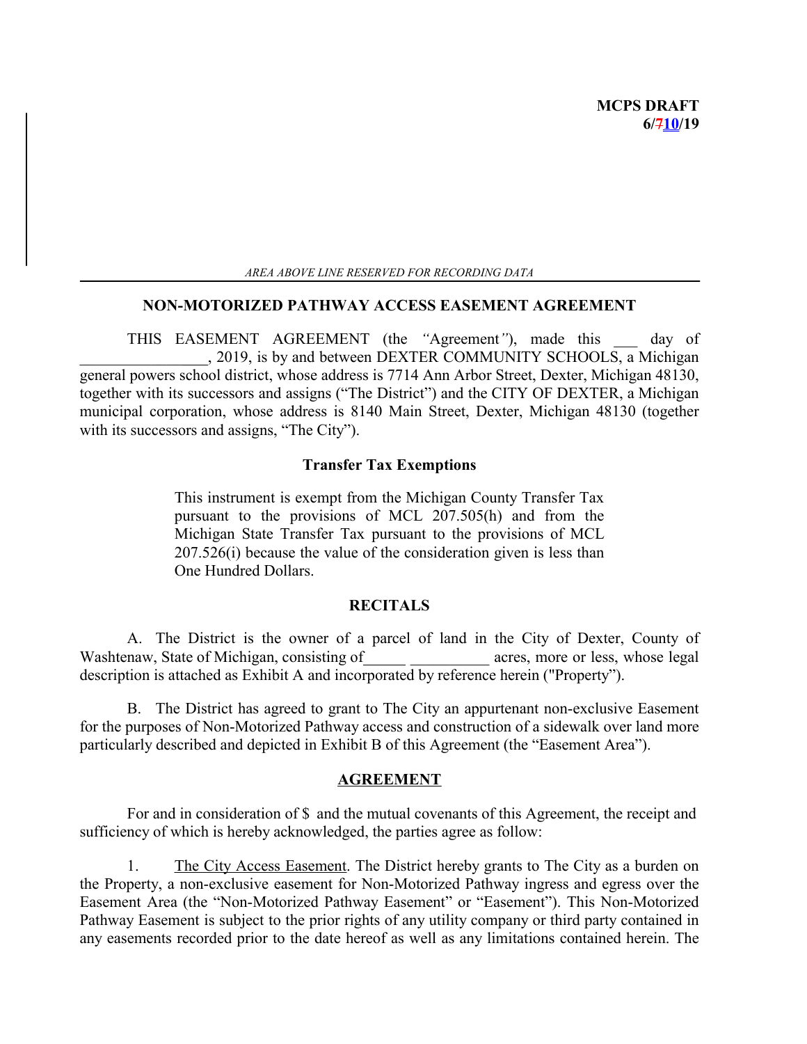**MCPS DRAFT**
**6/~~7~~10/19**

*AREA ABOVE LINE RESERVED FOR RECORDING DATA*

---

## NON-MOTORIZED PATHWAY ACCESS EASEMENT AGREEMENT

THIS EASEMENT AGREEMENT (the *"*Agreement*"*), made this ___ day of ________________, 2019, is by and between DEXTER COMMUNITY SCHOOLS, a Michigan general powers school district, whose address is 7714 Ann Arbor Street, Dexter, Michigan 48130, together with its successors and assigns ("The District") and the CITY OF DEXTER, a Michigan municipal corporation, whose address is 8140 Main Street, Dexter, Michigan 48130 (together with its successors and assigns, "The City").

### Transfer Tax Exemptions

> This instrument is exempt from the Michigan County Transfer Tax pursuant to the provisions of MCL 207.505(h) and from the Michigan State Transfer Tax pursuant to the provisions of MCL 207.526(i) because the value of the consideration given is less than One Hundred Dollars.

### RECITALS

A. The District is the owner of a parcel of land in the City of Dexter, County of Washtenaw, State of Michigan, consisting of_____ __________ acres, more or less, whose legal description is attached as Exhibit A and incorporated by reference herein ("Property").

B. The District has agreed to grant to The City an appurtenant non-exclusive Easement for the purposes of Non-Motorized Pathway access and construction of a sidewalk over land more particularly described and depicted in Exhibit B of this Agreement (the "Easement Area").

### AGREEMENT

For and in consideration of $ and the mutual covenants of this Agreement, the receipt and sufficiency of which is hereby acknowledged, the parties agree as follow:

1. The City Access Easement. The District hereby grants to The City as a burden on the Property, a non-exclusive easement for Non-Motorized Pathway ingress and egress over the Easement Area (the "Non-Motorized Pathway Easement" or "Easement"). This Non-Motorized Pathway Easement is subject to the prior rights of any utility company or third party contained in any easements recorded prior to the date hereof as well as any limitations contained herein. The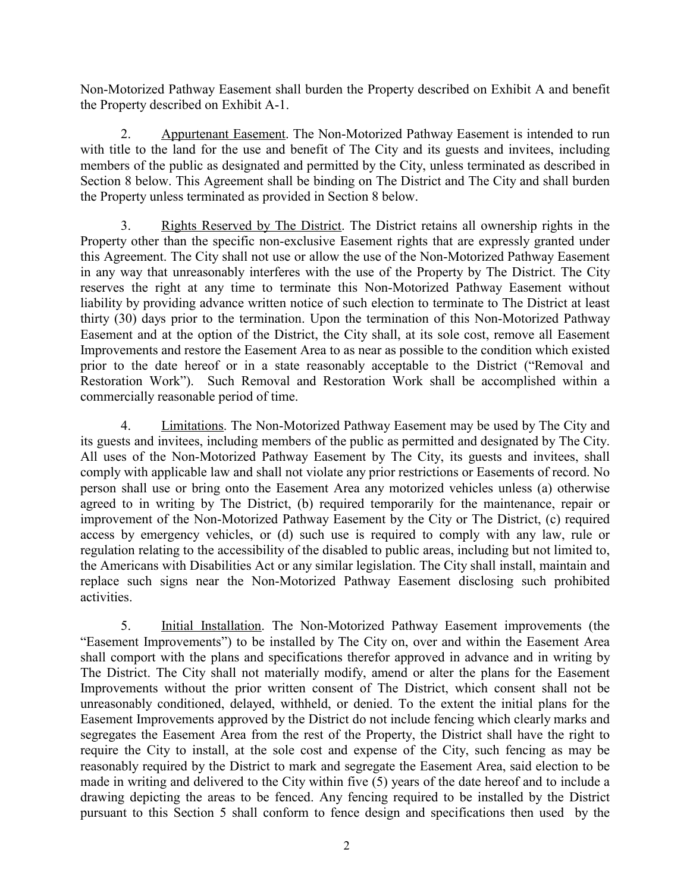Non-Motorized Pathway Easement shall burden the Property described on Exhibit A and benefit the Property described on Exhibit A-1.

2. Appurtenant Easement. The Non-Motorized Pathway Easement is intended to run with title to the land for the use and benefit of The City and its guests and invitees, including members of the public as designated and permitted by the City, unless terminated as described in Section 8 below. This Agreement shall be binding on The District and The City and shall burden the Property unless terminated as provided in Section 8 below.

3. Rights Reserved by The District. The District retains all ownership rights in the Property other than the specific non-exclusive Easement rights that are expressly granted under this Agreement. The City shall not use or allow the use of the Non-Motorized Pathway Easement in any way that unreasonably interferes with the use of the Property by The District. The City reserves the right at any time to terminate this Non-Motorized Pathway Easement without liability by providing advance written notice of such election to terminate to The District at least thirty (30) days prior to the termination. Upon the termination of this Non-Motorized Pathway Easement and at the option of the District, the City shall, at its sole cost, remove all Easement Improvements and restore the Easement Area to as near as possible to the condition which existed prior to the date hereof or in a state reasonably acceptable to the District ("Removal and Restoration Work"). Such Removal and Restoration Work shall be accomplished within a commercially reasonable period of time.

4. Limitations. The Non-Motorized Pathway Easement may be used by The City and its guests and invitees, including members of the public as permitted and designated by The City. All uses of the Non-Motorized Pathway Easement by The City, its guests and invitees, shall comply with applicable law and shall not violate any prior restrictions or Easements of record. No person shall use or bring onto the Easement Area any motorized vehicles unless (a) otherwise agreed to in writing by The District, (b) required temporarily for the maintenance, repair or improvement of the Non-Motorized Pathway Easement by the City or The District, (c) required access by emergency vehicles, or (d) such use is required to comply with any law, rule or regulation relating to the accessibility of the disabled to public areas, including but not limited to, the Americans with Disabilities Act or any similar legislation. The City shall install, maintain and replace such signs near the Non-Motorized Pathway Easement disclosing such prohibited activities.

5. Initial Installation. The Non-Motorized Pathway Easement improvements (the "Easement Improvements") to be installed by The City on, over and within the Easement Area shall comport with the plans and specifications therefor approved in advance and in writing by The District. The City shall not materially modify, amend or alter the plans for the Easement Improvements without the prior written consent of The District, which consent shall not be unreasonably conditioned, delayed, withheld, or denied. To the extent the initial plans for the Easement Improvements approved by the District do not include fencing which clearly marks and segregates the Easement Area from the rest of the Property, the District shall have the right to require the City to install, at the sole cost and expense of the City, such fencing as may be reasonably required by the District to mark and segregate the Easement Area, said election to be made in writing and delivered to the City within five (5) years of the date hereof and to include a drawing depicting the areas to be fenced. Any fencing required to be installed by the District pursuant to this Section 5 shall conform to fence design and specifications then used by the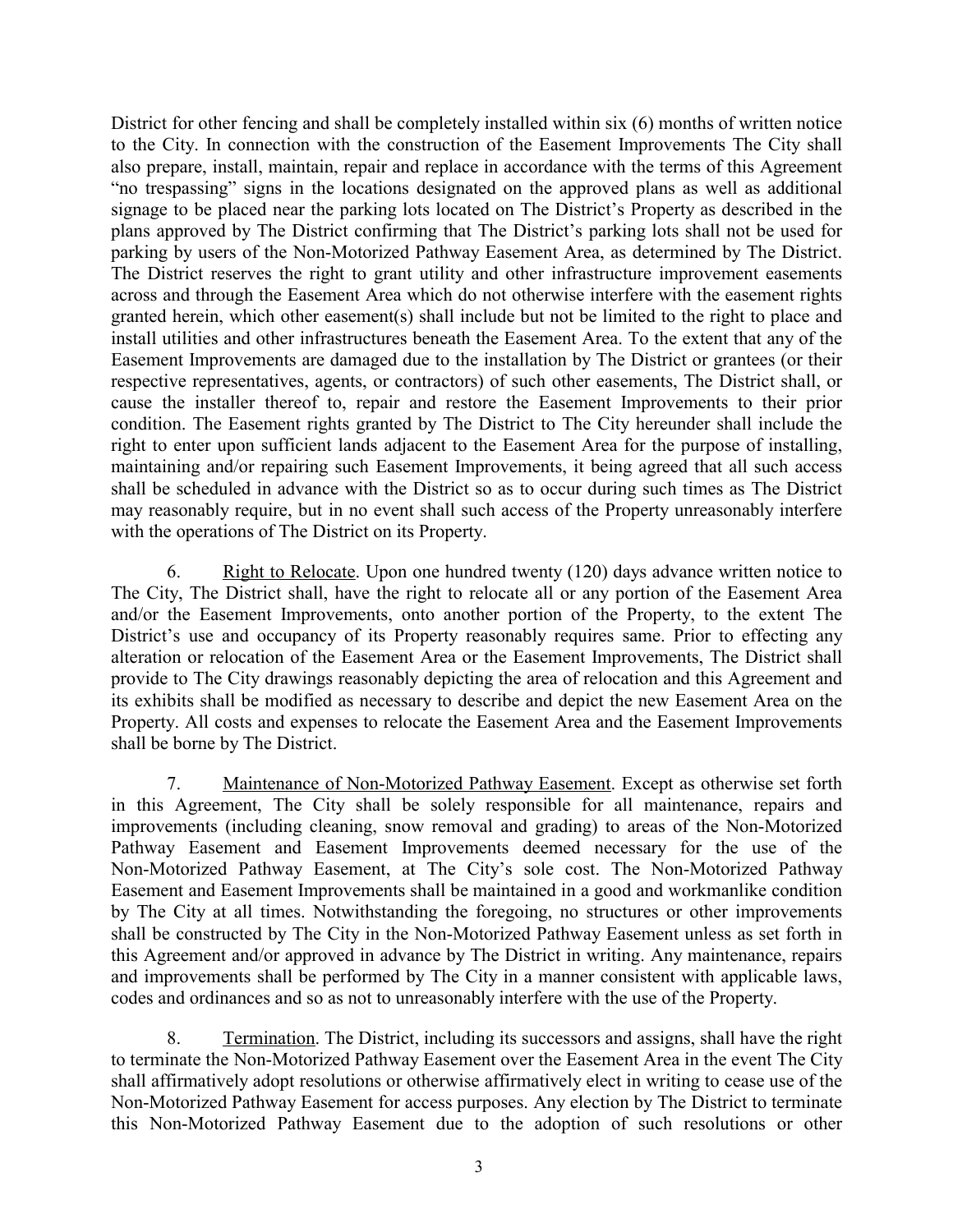District for other fencing and shall be completely installed within six (6) months of written notice to the City. In connection with the construction of the Easement Improvements The City shall also prepare, install, maintain, repair and replace in accordance with the terms of this Agreement "no trespassing" signs in the locations designated on the approved plans as well as additional signage to be placed near the parking lots located on The District's Property as described in the plans approved by The District confirming that The District's parking lots shall not be used for parking by users of the Non-Motorized Pathway Easement Area, as determined by The District. The District reserves the right to grant utility and other infrastructure improvement easements across and through the Easement Area which do not otherwise interfere with the easement rights granted herein, which other easement(s) shall include but not be limited to the right to place and install utilities and other infrastructures beneath the Easement Area. To the extent that any of the Easement Improvements are damaged due to the installation by The District or grantees (or their respective representatives, agents, or contractors) of such other easements, The District shall, or cause the installer thereof to, repair and restore the Easement Improvements to their prior condition. The Easement rights granted by The District to The City hereunder shall include the right to enter upon sufficient lands adjacent to the Easement Area for the purpose of installing, maintaining and/or repairing such Easement Improvements, it being agreed that all such access shall be scheduled in advance with the District so as to occur during such times as The District may reasonably require, but in no event shall such access of the Property unreasonably interfere with the operations of The District on its Property.

6. Right to Relocate. Upon one hundred twenty (120) days advance written notice to The City, The District shall, have the right to relocate all or any portion of the Easement Area and/or the Easement Improvements, onto another portion of the Property, to the extent The District's use and occupancy of its Property reasonably requires same. Prior to effecting any alteration or relocation of the Easement Area or the Easement Improvements, The District shall provide to The City drawings reasonably depicting the area of relocation and this Agreement and its exhibits shall be modified as necessary to describe and depict the new Easement Area on the Property. All costs and expenses to relocate the Easement Area and the Easement Improvements shall be borne by The District.

7. Maintenance of Non-Motorized Pathway Easement. Except as otherwise set forth in this Agreement, The City shall be solely responsible for all maintenance, repairs and improvements (including cleaning, snow removal and grading) to areas of the Non-Motorized Pathway Easement and Easement Improvements deemed necessary for the use of the Non-Motorized Pathway Easement, at The City's sole cost. The Non-Motorized Pathway Easement and Easement Improvements shall be maintained in a good and workmanlike condition by The City at all times. Notwithstanding the foregoing, no structures or other improvements shall be constructed by The City in the Non-Motorized Pathway Easement unless as set forth in this Agreement and/or approved in advance by The District in writing. Any maintenance, repairs and improvements shall be performed by The City in a manner consistent with applicable laws, codes and ordinances and so as not to unreasonably interfere with the use of the Property.

8. Termination. The District, including its successors and assigns, shall have the right to terminate the Non-Motorized Pathway Easement over the Easement Area in the event The City shall affirmatively adopt resolutions or otherwise affirmatively elect in writing to cease use of the Non-Motorized Pathway Easement for access purposes. Any election by The District to terminate this Non-Motorized Pathway Easement due to the adoption of such resolutions or other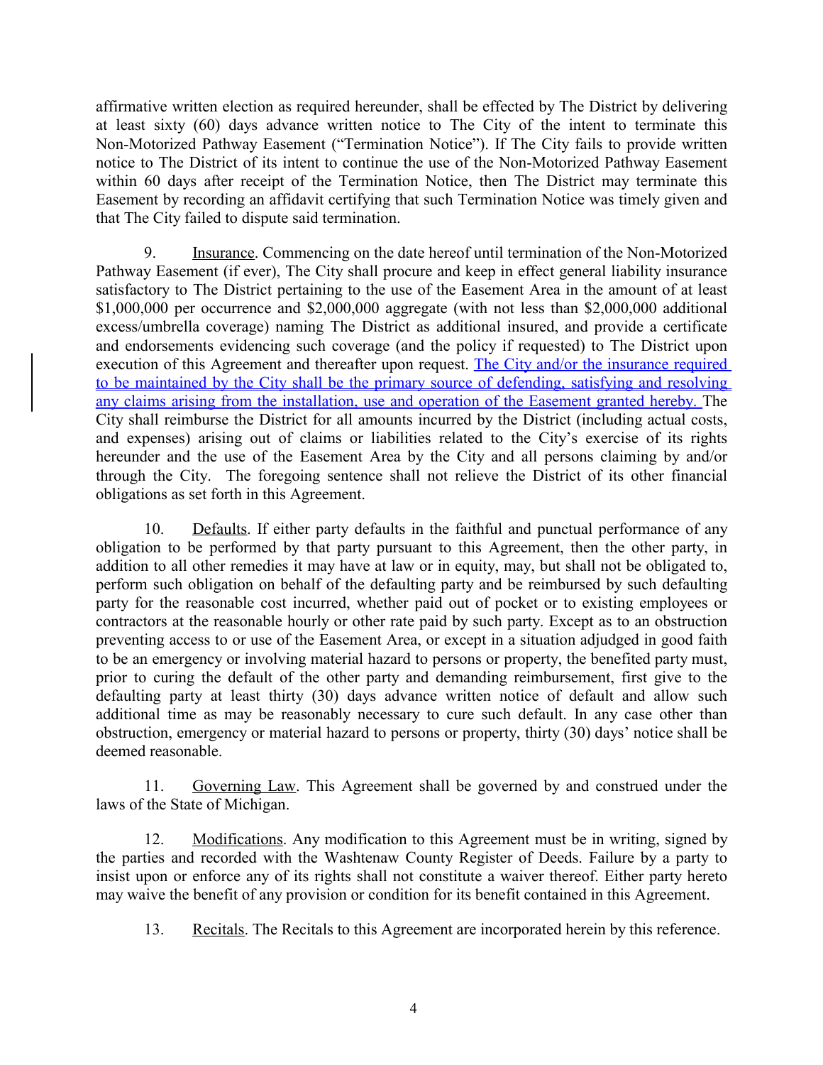affirmative written election as required hereunder, shall be effected by The District by delivering at least sixty (60) days advance written notice to The City of the intent to terminate this Non-Motorized Pathway Easement ("Termination Notice"). If The City fails to provide written notice to The District of its intent to continue the use of the Non-Motorized Pathway Easement within 60 days after receipt of the Termination Notice, then The District may terminate this Easement by recording an affidavit certifying that such Termination Notice was timely given and that The City failed to dispute said termination.

9. Insurance. Commencing on the date hereof until termination of the Non-Motorized Pathway Easement (if ever), The City shall procure and keep in effect general liability insurance satisfactory to The District pertaining to the use of the Easement Area in the amount of at least $1,000,000 per occurrence and $2,000,000 aggregate (with not less than $2,000,000 additional excess/umbrella coverage) naming The District as additional insured, and provide a certificate and endorsements evidencing such coverage (and the policy if requested) to The District upon execution of this Agreement and thereafter upon request. The City and/or the insurance required to be maintained by the City shall be the primary source of defending, satisfying and resolving any claims arising from the installation, use and operation of the Easement granted hereby. The City shall reimburse the District for all amounts incurred by the District (including actual costs, and expenses) arising out of claims or liabilities related to the City's exercise of its rights hereunder and the use of the Easement Area by the City and all persons claiming by and/or through the City. The foregoing sentence shall not relieve the District of its other financial obligations as set forth in this Agreement.

10. Defaults. If either party defaults in the faithful and punctual performance of any obligation to be performed by that party pursuant to this Agreement, then the other party, in addition to all other remedies it may have at law or in equity, may, but shall not be obligated to, perform such obligation on behalf of the defaulting party and be reimbursed by such defaulting party for the reasonable cost incurred, whether paid out of pocket or to existing employees or contractors at the reasonable hourly or other rate paid by such party. Except as to an obstruction preventing access to or use of the Easement Area, or except in a situation adjudged in good faith to be an emergency or involving material hazard to persons or property, the benefited party must, prior to curing the default of the other party and demanding reimbursement, first give to the defaulting party at least thirty (30) days advance written notice of default and allow such additional time as may be reasonably necessary to cure such default. In any case other than obstruction, emergency or material hazard to persons or property, thirty (30) days' notice shall be deemed reasonable.

11. Governing Law. This Agreement shall be governed by and construed under the laws of the State of Michigan.

12. Modifications. Any modification to this Agreement must be in writing, signed by the parties and recorded with the Washtenaw County Register of Deeds. Failure by a party to insist upon or enforce any of its rights shall not constitute a waiver thereof. Either party hereto may waive the benefit of any provision or condition for its benefit contained in this Agreement.

13. Recitals. The Recitals to this Agreement are incorporated herein by this reference.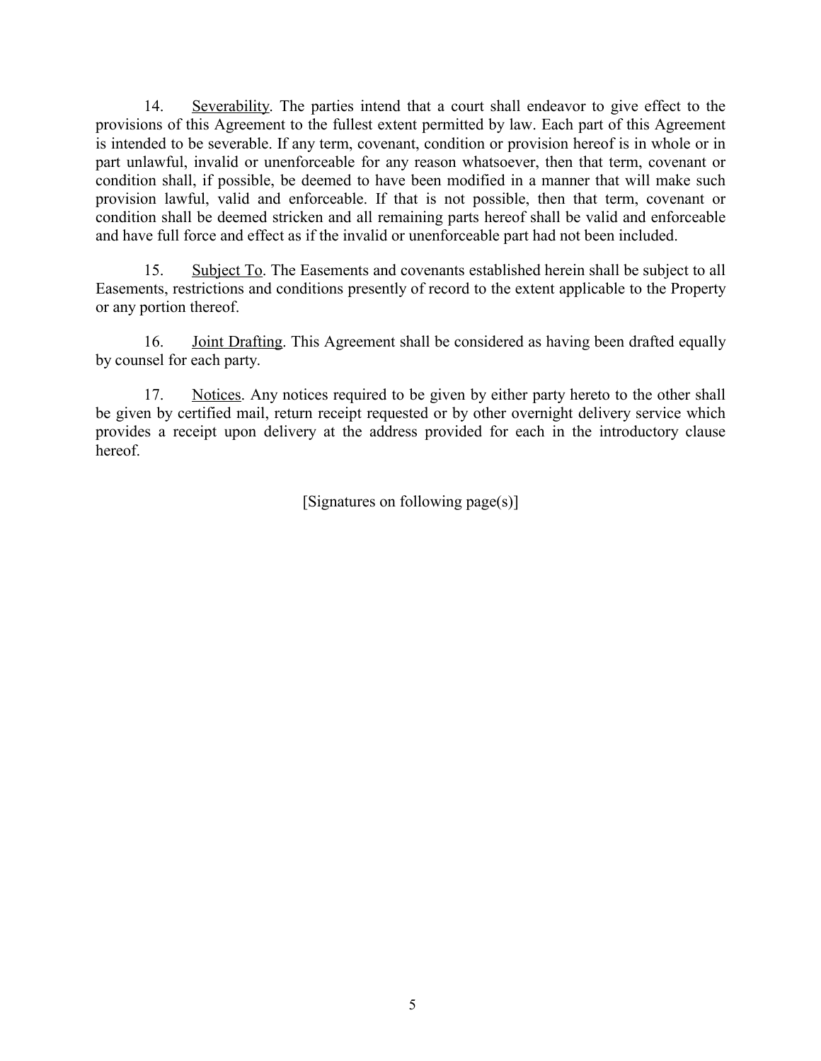14. <u>Severability</u>. The parties intend that a court shall endeavor to give effect to the provisions of this Agreement to the fullest extent permitted by law. Each part of this Agreement is intended to be severable. If any term, covenant, condition or provision hereof is in whole or in part unlawful, invalid or unenforceable for any reason whatsoever, then that term, covenant or condition shall, if possible, be deemed to have been modified in a manner that will make such provision lawful, valid and enforceable. If that is not possible, then that term, covenant or condition shall be deemed stricken and all remaining parts hereof shall be valid and enforceable and have full force and effect as if the invalid or unenforceable part had not been included.

15. <u>Subject To</u>. The Easements and covenants established herein shall be subject to all Easements, restrictions and conditions presently of record to the extent applicable to the Property or any portion thereof.

16. <u>Joint Drafting</u>. This Agreement shall be considered as having been drafted equally by counsel for each party.

17. <u>Notices</u>. Any notices required to be given by either party hereto to the other shall be given by certified mail, return receipt requested or by other overnight delivery service which provides a receipt upon delivery at the address provided for each in the introductory clause hereof.

[Signatures on following page(s)]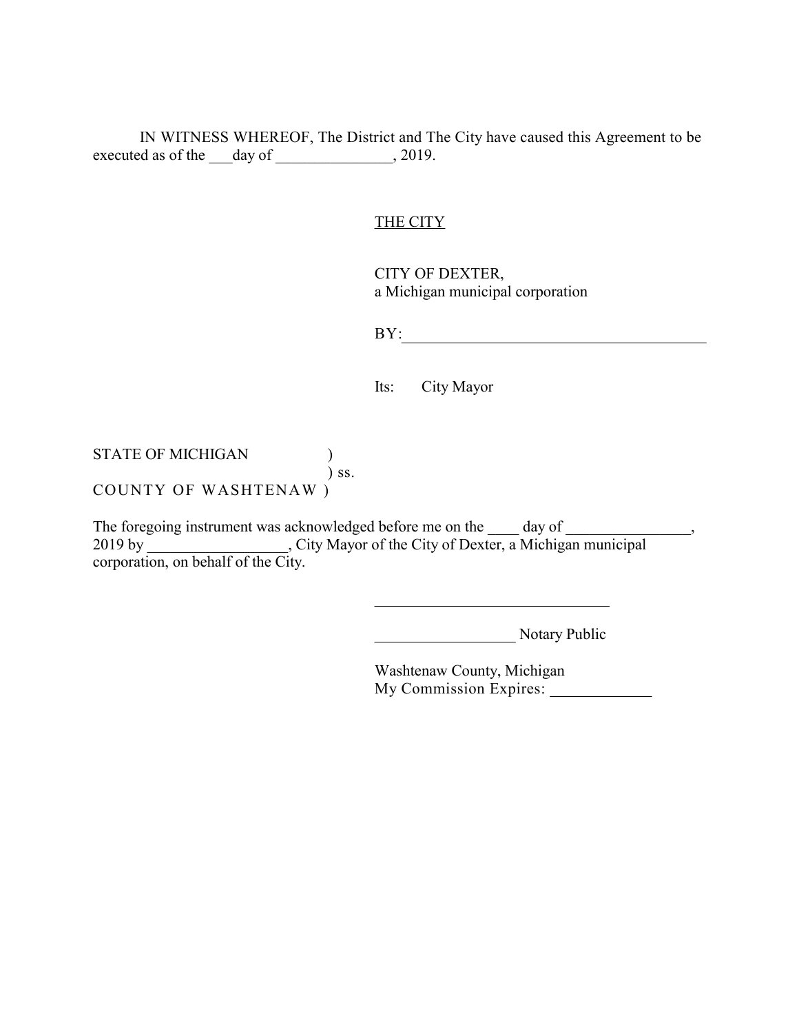IN WITNESS WHEREOF, The District and The City have caused this Agreement to be executed as of the ___day of _______________, 2019.

THE CITY

CITY OF DEXTER,
a Michigan municipal corporation

BY:_________________________________________

Its: City Mayor

STATE OF MICHIGAN )
) ss.
COUNTY OF WASHTENAW )

The foregoing instrument was acknowledged before me on the ____ day of ________________, 2019 by _________________, City Mayor of the City of Dexter, a Michigan municipal corporation, on behalf of the City.

______________________________

__________________ Notary Public

Washtenaw County, Michigan
My Commission Expires: _____________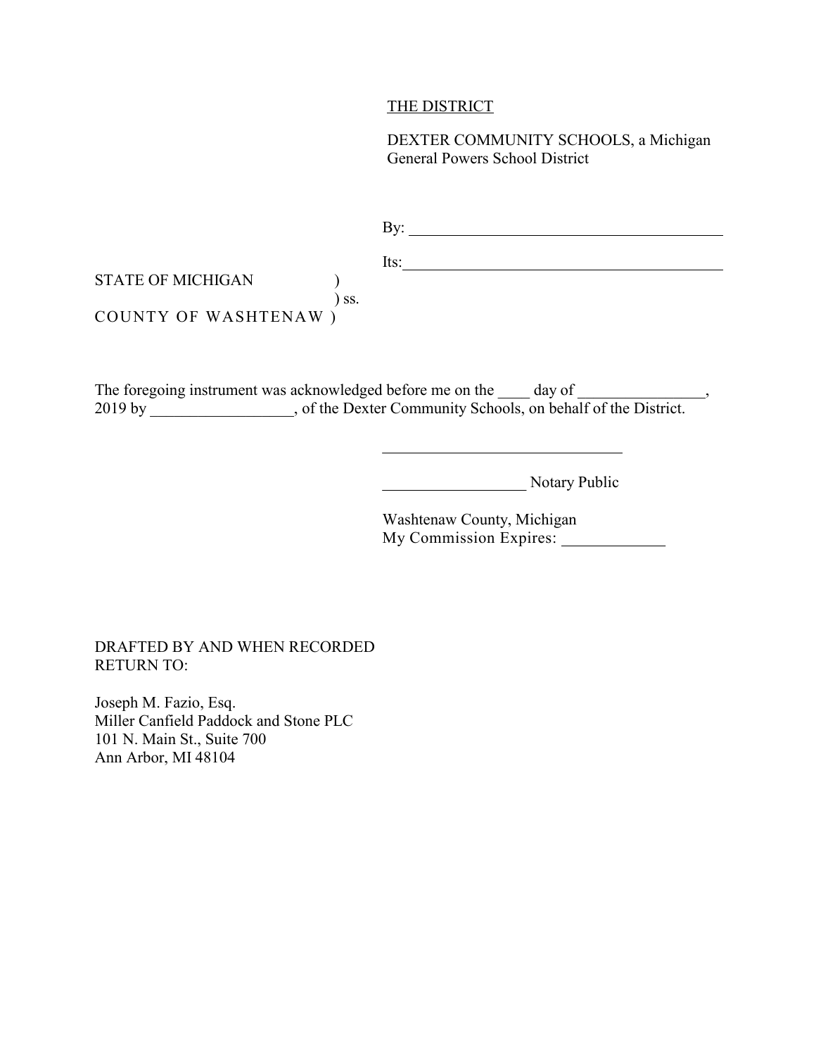<u>THE DISTRICT</u>

DEXTER COMMUNITY SCHOOLS, a Michigan General Powers School District

By: ________________________________________

Its: ________________________________________

STATE OF MICHIGAN )
) ss.
COUNTY OF WASHTENAW )

The foregoing instrument was acknowledged before me on the ____ day of ________________, 2019 by __________________, of the Dexter Community Schools, on behalf of the District.

______________________________

__________________ Notary Public

Washtenaw County, Michigan
My Commission Expires: _____________

DRAFTED BY AND WHEN RECORDED RETURN TO:

Joseph M. Fazio, Esq.
Miller Canfield Paddock and Stone PLC
101 N. Main St., Suite 700
Ann Arbor, MI 48104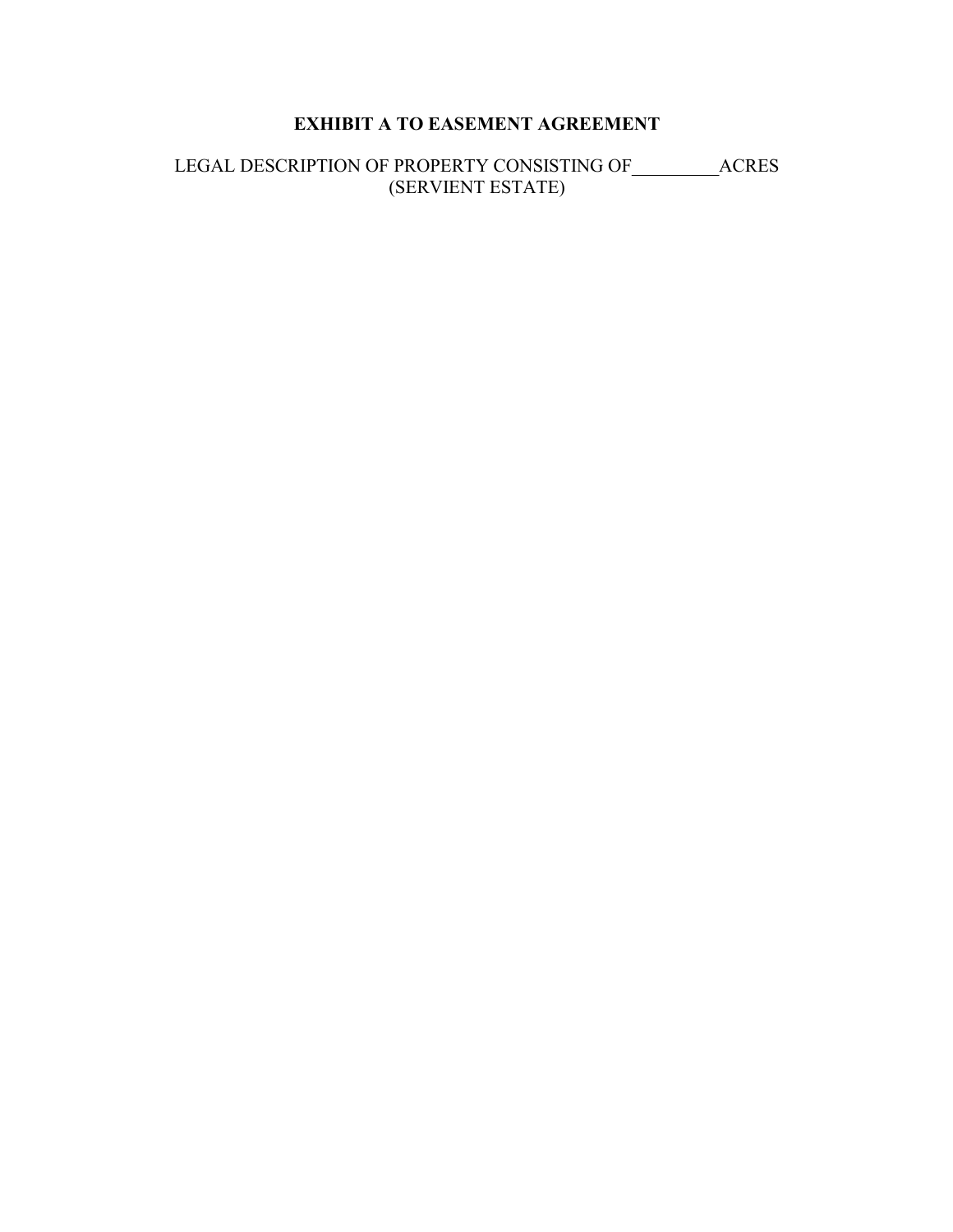**EXHIBIT A TO EASEMENT AGREEMENT**

LEGAL DESCRIPTION OF PROPERTY CONSISTING OF\_\_\_\_\_\_\_\_\_ACRES
(SERVIENT ESTATE)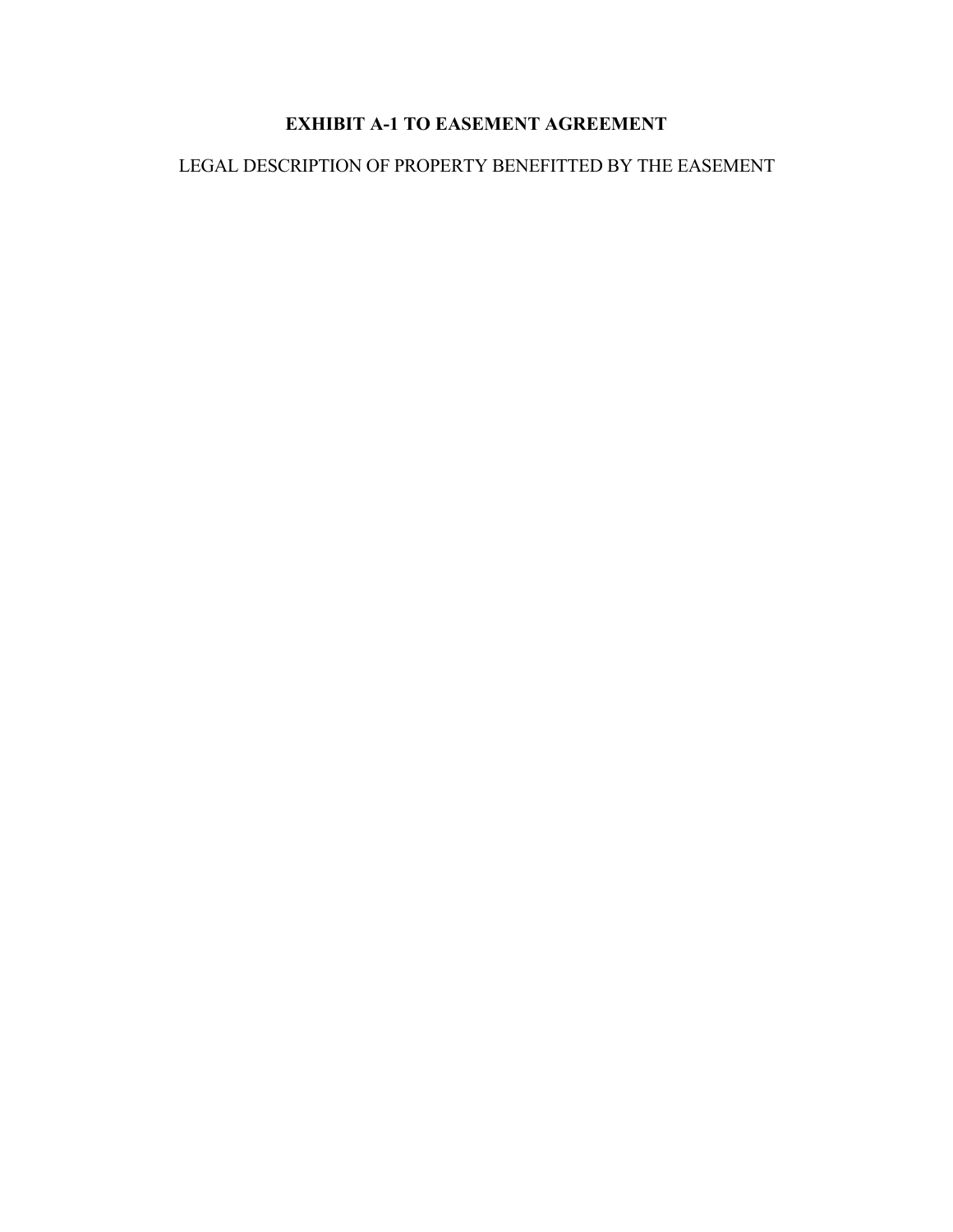# EXHIBIT A-1 TO EASEMENT AGREEMENT

LEGAL DESCRIPTION OF PROPERTY BENEFITTED BY THE EASEMENT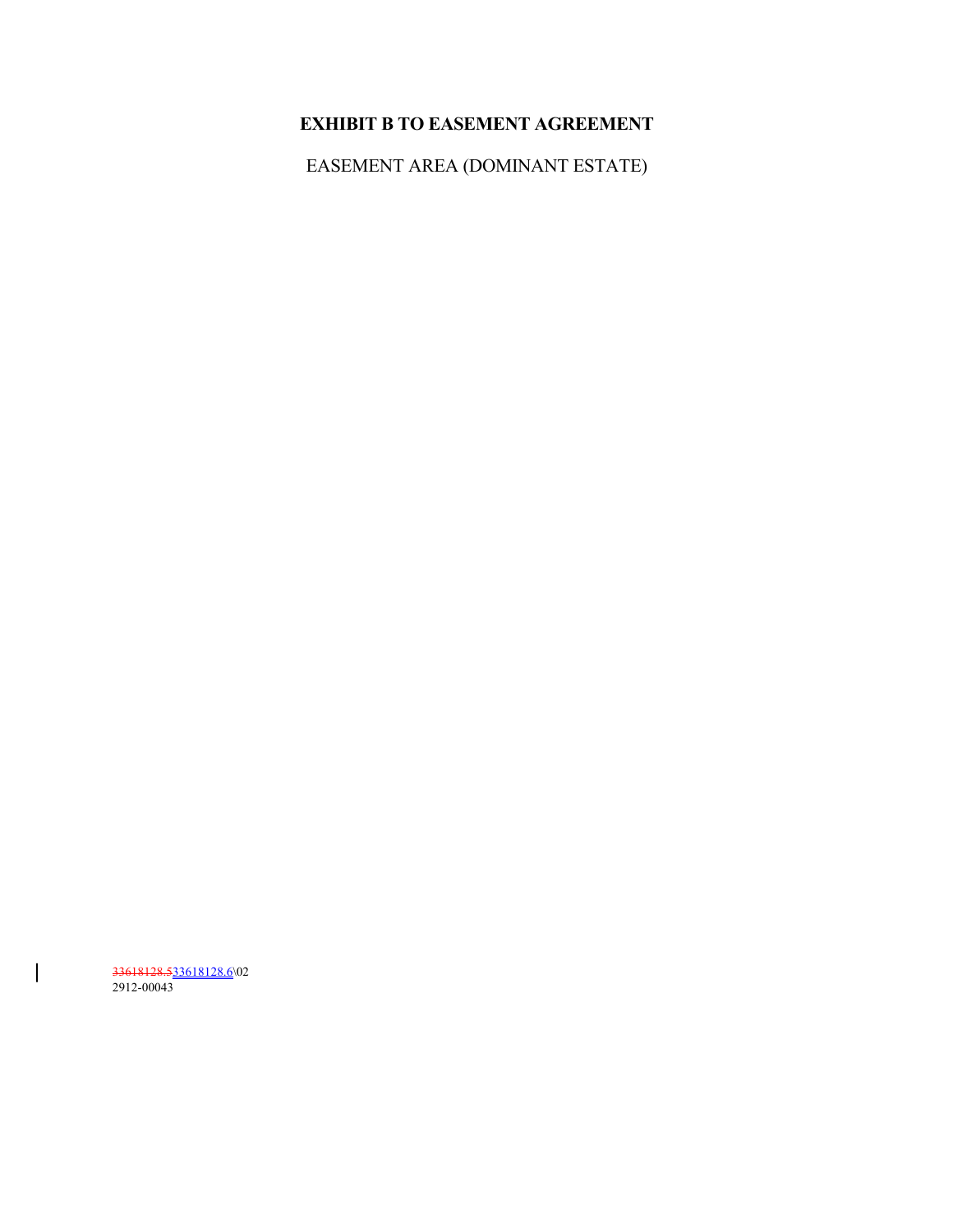**EXHIBIT B TO EASEMENT AGREEMENT**

EASEMENT AREA (DOMINANT ESTATE)

~~33618128.5~~33618128.6\02
2912-00043